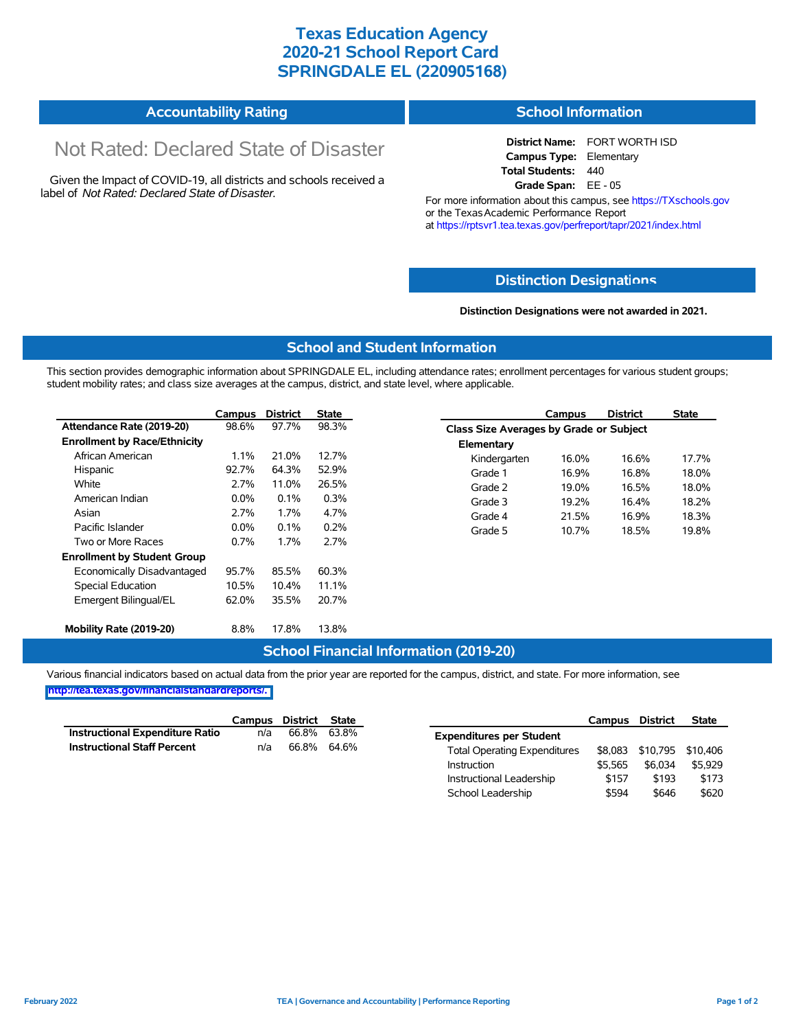# Texas Education Agency
# 2020-21 School Report Card
# SPRINGDALE EL (220905168)

## Accountability Rating

Not Rated: Declared State of Disaster

Given the Impact of COVID-19, all districts and schools received a label of *Not Rated: Declared State of Disaster*.

## School Information

**District Name:** FORT WORTH ISD
**Campus Type:** Elementary
**Total Students:** 440
**Grade Span:** EE - 05

For more information about this campus, see https://TXschools.gov or the Texas Academic Performance Report at https://rptsvr1.tea.texas.gov/perfreport/tapr/2021/index.html

## Distinction Designations

**Distinction Designations were not awarded in 2021.**

## School and Student Information

This section provides demographic information about SPRINGDALE EL, including attendance rates; enrollment percentages for various student groups; student mobility rates; and class size averages at the campus, district, and state level, where applicable.

| | Campus | District | State |
|---|---|---|---|
| **Attendance Rate (2019-20)** | 98.6% | 97.7% | 98.3% |
| **Enrollment by Race/Ethnicity** | | | |
| African American | 1.1% | 21.0% | 12.7% |
| Hispanic | 92.7% | 64.3% | 52.9% |
| White | 2.7% | 11.0% | 26.5% |
| American Indian | 0.0% | 0.1% | 0.3% |
| Asian | 2.7% | 1.7% | 4.7% |
| Pacific Islander | 0.0% | 0.1% | 0.2% |
| Two or More Races | 0.7% | 1.7% | 2.7% |
| **Enrollment by Student Group** | | | |
| Economically Disadvantaged | 95.7% | 85.5% | 60.3% |
| Special Education | 10.5% | 10.4% | 11.1% |
| Emergent Bilingual/EL | 62.0% | 35.5% | 20.7% |
| **Mobility Rate (2019-20)** | 8.8% | 17.8% | 13.8% |

| | Campus | District | State |
|---|---|---|---|
| **Class Size Averages by Grade or Subject** | | | |
| **Elementary** | | | |
| Kindergarten | 16.0% | 16.6% | 17.7% |
| Grade 1 | 16.9% | 16.8% | 18.0% |
| Grade 2 | 19.0% | 16.5% | 18.0% |
| Grade 3 | 19.2% | 16.4% | 18.2% |
| Grade 4 | 21.5% | 16.9% | 18.3% |
| Grade 5 | 10.7% | 18.5% | 19.8% |

## School Financial Information (2019-20)

Various financial indicators based on actual data from the prior year are reported for the campus, district, and state. For more information, see http://tea.texas.gov/financialstandardreports/.

| | Campus | District | State |
|---|---|---|---|
| **Instructional Expenditure Ratio** | n/a | 66.8% | 63.8% |
| **Instructional Staff Percent** | n/a | 66.8% | 64.6% |

| | Campus | District | State |
|---|---|---|---|
| **Expenditures per Student** | | | |
| Total Operating Expenditures | $8,083 | $10,795 | $10,406 |
| Instruction | $5,565 | $6,034 | $5,929 |
| Instructional Leadership | $157 | $193 | $173 |
| School Leadership | $594 | $646 | $620 |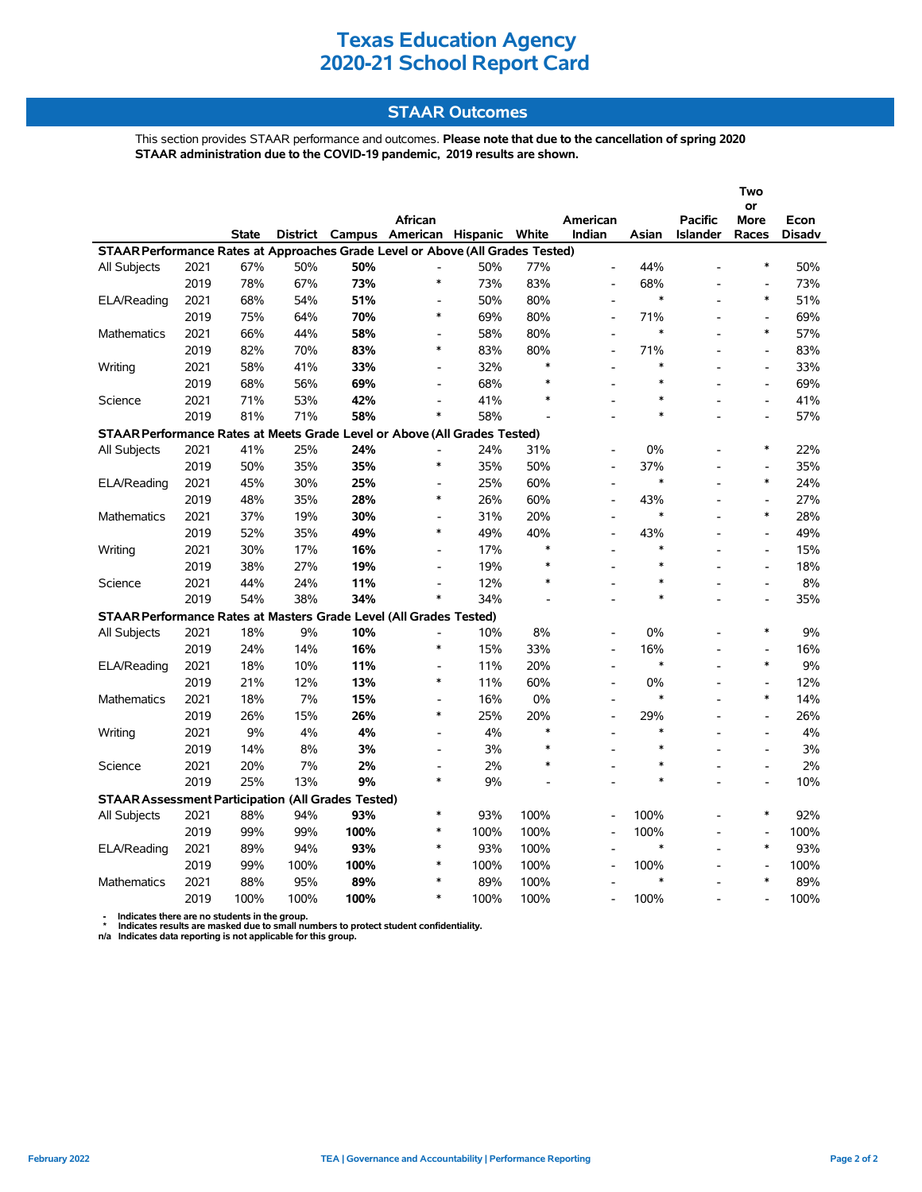# Texas Education Agency
# 2020-21 School Report Card

## STAAR Outcomes

This section provides STAAR performance and outcomes. **Please note that due to the cancellation of spring 2020 STAAR administration due to the COVID-19 pandemic, 2019 results are shown.**

| | | State | District | Campus | African American | Hispanic | White | American Indian | Asian | Pacific Islander | Two or More Races | Econ Disadv |
|---|---|---|---|---|---|---|---|---|---|---|---|---|
| **STAAR Performance Rates at Approaches Grade Level or Above (All Grades Tested)** | | | | | | | | | | | | |
| All Subjects | 2021 | 67% | 50% | **50%** | - | 50% | 77% | - | 44% | - | * | 50% |
| | 2019 | 78% | 67% | **73%** | * | 73% | 83% | - | 68% | - | - | 73% |
| ELA/Reading | 2021 | 68% | 54% | **51%** | - | 50% | 80% | - | * | - | * | 51% |
| | 2019 | 75% | 64% | **70%** | * | 69% | 80% | - | 71% | - | - | 69% |
| Mathematics | 2021 | 66% | 44% | **58%** | - | 58% | 80% | - | * | - | * | 57% |
| | 2019 | 82% | 70% | **83%** | * | 83% | 80% | - | 71% | - | - | 83% |
| Writing | 2021 | 58% | 41% | **33%** | - | 32% | * | - | * | - | - | 33% |
| | 2019 | 68% | 56% | **69%** | - | 68% | * | - | * | - | - | 69% |
| Science | 2021 | 71% | 53% | **42%** | - | 41% | * | - | * | - | - | 41% |
| | 2019 | 81% | 71% | **58%** | * | 58% | - | - | * | - | - | 57% |
| **STAAR Performance Rates at Meets Grade Level or Above (All Grades Tested)** | | | | | | | | | | | | |
| All Subjects | 2021 | 41% | 25% | **24%** | - | 24% | 31% | - | 0% | - | * | 22% |
| | 2019 | 50% | 35% | **35%** | * | 35% | 50% | - | 37% | - | - | 35% |
| ELA/Reading | 2021 | 45% | 30% | **25%** | - | 25% | 60% | - | * | - | * | 24% |
| | 2019 | 48% | 35% | **28%** | * | 26% | 60% | - | 43% | - | - | 27% |
| Mathematics | 2021 | 37% | 19% | **30%** | - | 31% | 20% | - | * | - | * | 28% |
| | 2019 | 52% | 35% | **49%** | * | 49% | 40% | - | 43% | - | - | 49% |
| Writing | 2021 | 30% | 17% | **16%** | - | 17% | * | - | * | - | - | 15% |
| | 2019 | 38% | 27% | **19%** | - | 19% | * | - | * | - | - | 18% |
| Science | 2021 | 44% | 24% | **11%** | - | 12% | * | - | * | - | - | 8% |
| | 2019 | 54% | 38% | **34%** | * | 34% | - | - | * | - | - | 35% |
| **STAAR Performance Rates at Masters Grade Level (All Grades Tested)** | | | | | | | | | | | | |
| All Subjects | 2021 | 18% | 9% | **10%** | - | 10% | 8% | - | 0% | - | * | 9% |
| | 2019 | 24% | 14% | **16%** | * | 15% | 33% | - | 16% | - | - | 16% |
| ELA/Reading | 2021 | 18% | 10% | **11%** | - | 11% | 20% | - | * | - | * | 9% |
| | 2019 | 21% | 12% | **13%** | * | 11% | 60% | - | 0% | - | - | 12% |
| Mathematics | 2021 | 18% | 7% | **15%** | - | 16% | 0% | - | * | - | * | 14% |
| | 2019 | 26% | 15% | **26%** | * | 25% | 20% | - | 29% | - | - | 26% |
| Writing | 2021 | 9% | 4% | **4%** | - | 4% | * | - | * | - | - | 4% |
| | 2019 | 14% | 8% | **3%** | - | 3% | * | - | * | - | - | 3% |
| Science | 2021 | 20% | 7% | **2%** | - | 2% | * | - | * | - | - | 2% |
| | 2019 | 25% | 13% | **9%** | * | 9% | - | - | * | - | - | 10% |
| **STAAR Assessment Participation (All Grades Tested)** | | | | | | | | | | | | |
| All Subjects | 2021 | 88% | 94% | **93%** | * | 93% | 100% | - | 100% | - | * | 92% |
| | 2019 | 99% | 99% | **100%** | * | 100% | 100% | - | 100% | - | - | 100% |
| ELA/Reading | 2021 | 89% | 94% | **93%** | * | 93% | 100% | - | * | - | * | 93% |
| | 2019 | 99% | 100% | **100%** | * | 100% | 100% | - | 100% | - | - | 100% |
| Mathematics | 2021 | 88% | 95% | **89%** | * | 89% | 100% | - | * | - | * | 89% |
| | 2019 | 100% | 100% | **100%** | * | 100% | 100% | - | 100% | - | - | 100% |

- Indicates there are no students in the group.
* Indicates results are masked due to small numbers to protect student confidentiality.
n/a Indicates data reporting is not applicable for this group.